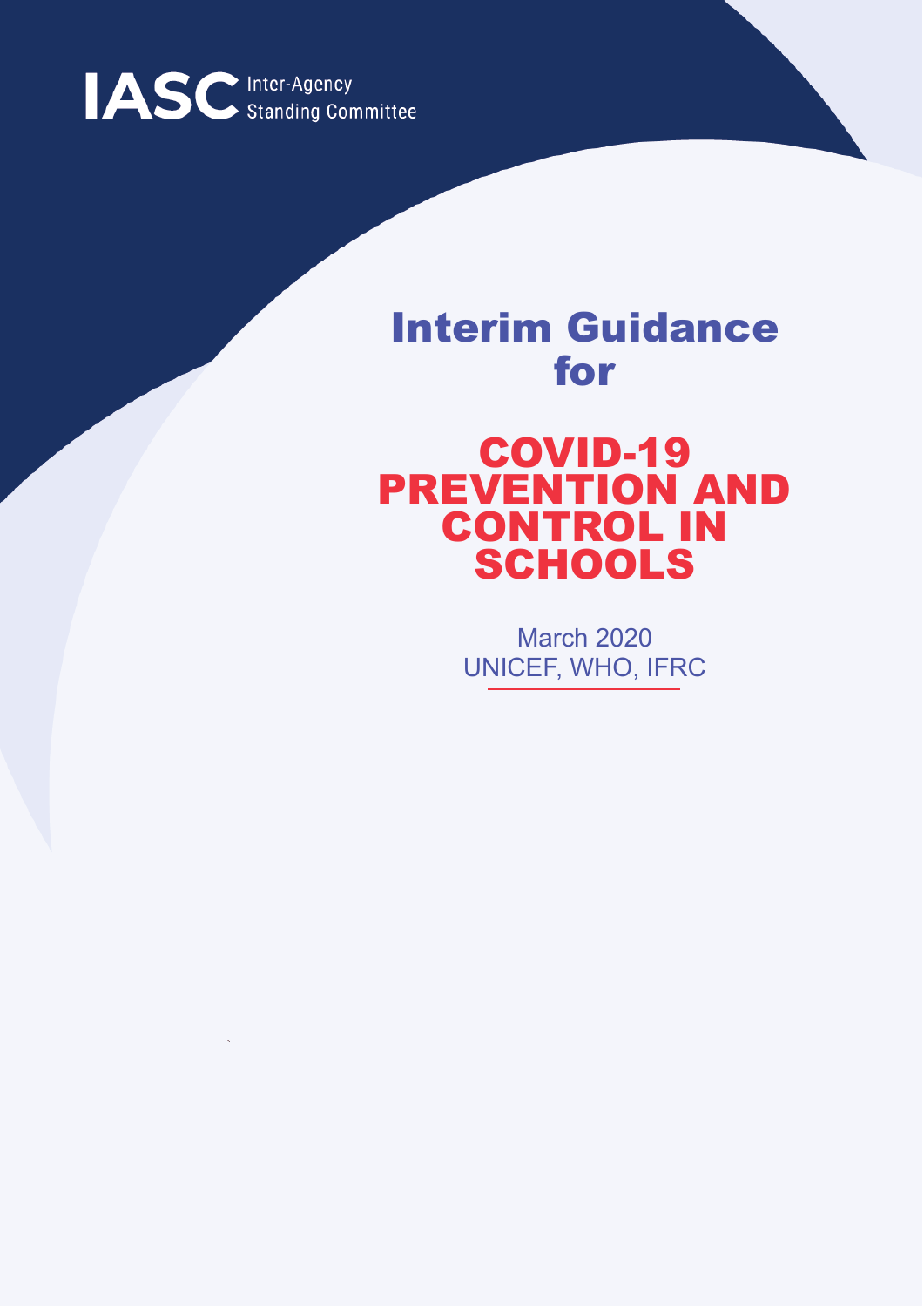IASC Inter-Agency Standing Committee

# Interim Guidance for

# COVID-19 PREVENTION AND CONTROL IN SCHOOLS

March 2020
UNICEF, WHO, IFRC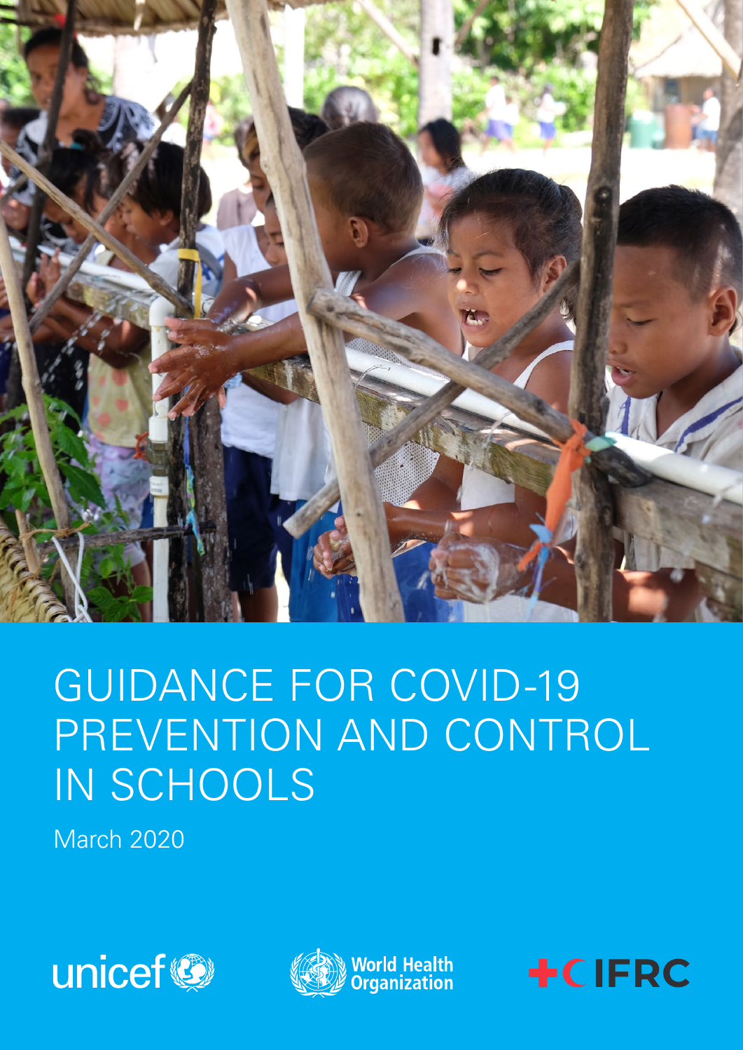# GUIDANCE FOR COVID-19 PREVENTION AND CONTROL IN SCHOOLS

March 2020

unicef

World Health Organization

IFRC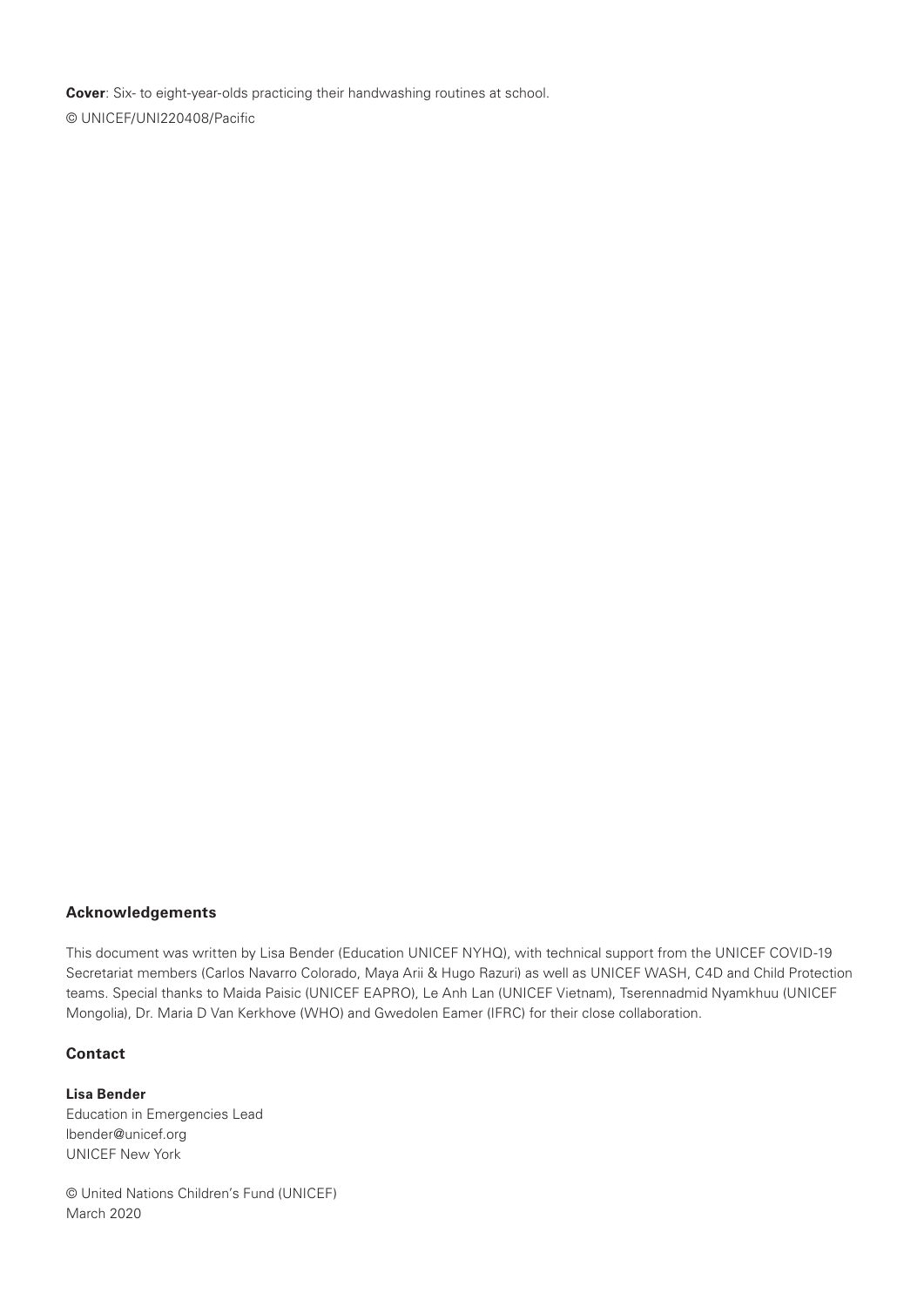**Cover**: Six- to eight-year-olds practicing their handwashing routines at school.
© UNICEF/UNI220408/Pacific

### Acknowledgements

This document was written by Lisa Bender (Education UNICEF NYHQ), with technical support from the UNICEF COVID-19 Secretariat members (Carlos Navarro Colorado, Maya Arii & Hugo Razuri) as well as UNICEF WASH, C4D and Child Protection teams. Special thanks to Maida Paisic (UNICEF EAPRO), Le Anh Lan (UNICEF Vietnam), Tserennadmid Nyamkhuu (UNICEF Mongolia), Dr. Maria D Van Kerkhove (WHO) and Gwedolen Eamer (IFRC) for their close collaboration.

### Contact

**Lisa Bender**
Education in Emergencies Lead
lbender@unicef.org
UNICEF New York

© United Nations Children's Fund (UNICEF)
March 2020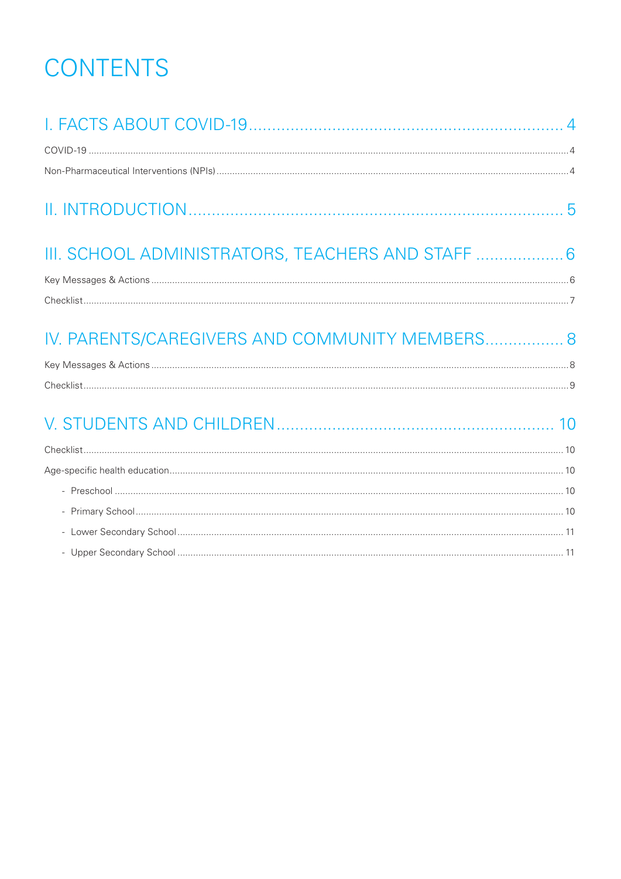# CONTENTS

## I. FACTS ABOUT COVID-19 .................................................... 4

COVID-19 .................................................... 4

Non-Pharmaceutical Interventions (NPIs) .................................................... 4

## II. INTRODUCTION .................................................... 5

## III. SCHOOL ADMINISTRATORS, TEACHERS AND STAFF .................................................... 6

Key Messages & Actions .................................................... 6

Checklist .................................................... 7

## IV. PARENTS/CAREGIVERS AND COMMUNITY MEMBERS .................................................... 8

Key Messages & Actions .................................................... 8

Checklist .................................................... 9

## V. STUDENTS AND CHILDREN .................................................... 10

Checklist .................................................... 10

Age-specific health education .................................................... 10

- Preschool .................................................... 10
- Primary School .................................................... 10
- Lower Secondary School .................................................... 11
- Upper Secondary School .................................................... 11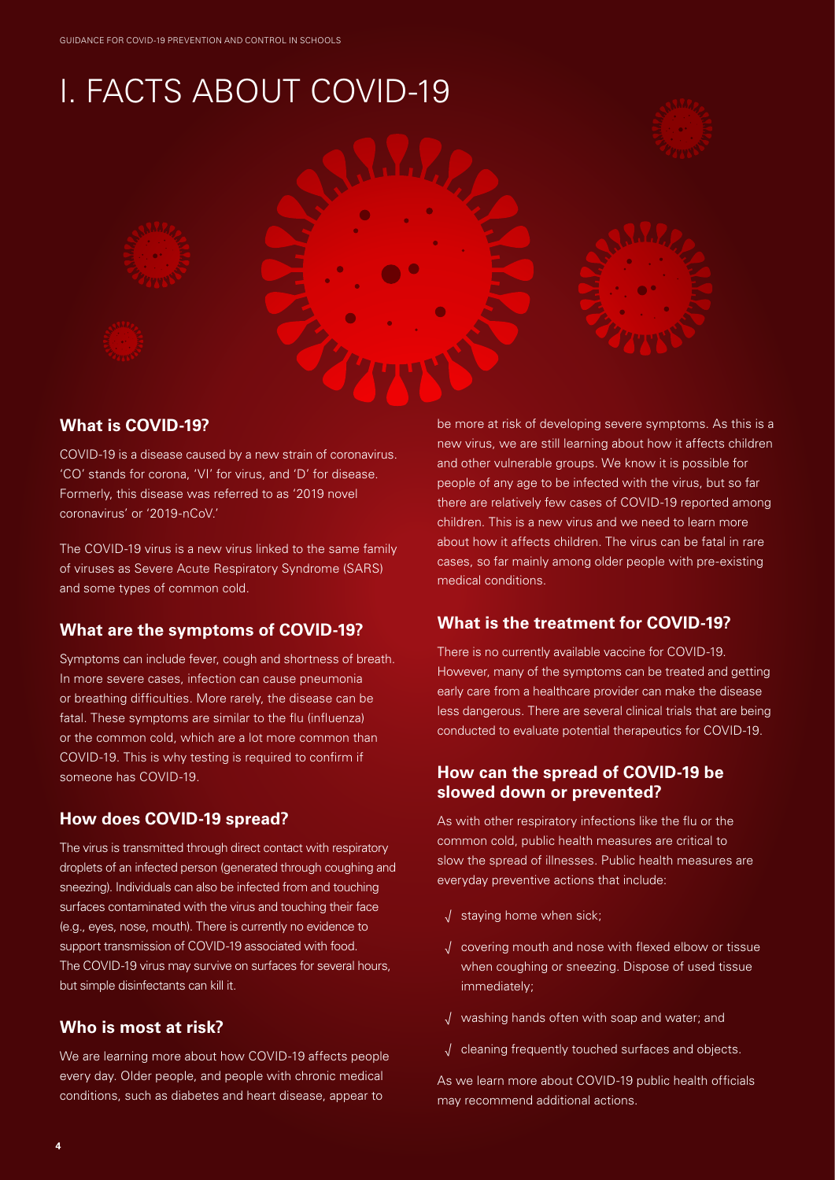# I. FACTS ABOUT COVID-19

## What is COVID-19?

COVID-19 is a disease caused by a new strain of coronavirus. 'CO' stands for corona, 'VI' for virus, and 'D' for disease. Formerly, this disease was referred to as '2019 novel coronavirus' or '2019-nCoV.'

The COVID-19 virus is a new virus linked to the same family of viruses as Severe Acute Respiratory Syndrome (SARS) and some types of common cold.

## What are the symptoms of COVID-19?

Symptoms can include fever, cough and shortness of breath. In more severe cases, infection can cause pneumonia or breathing difficulties. More rarely, the disease can be fatal. These symptoms are similar to the flu (influenza) or the common cold, which are a lot more common than COVID-19. This is why testing is required to confirm if someone has COVID-19.

## How does COVID-19 spread?

The virus is transmitted through direct contact with respiratory droplets of an infected person (generated through coughing and sneezing). Individuals can also be infected from and touching surfaces contaminated with the virus and touching their face (e.g., eyes, nose, mouth). There is currently no evidence to support transmission of COVID-19 associated with food. The COVID-19 virus may survive on surfaces for several hours, but simple disinfectants can kill it.

## Who is most at risk?

We are learning more about how COVID-19 affects people every day. Older people, and people with chronic medical conditions, such as diabetes and heart disease, appear to be more at risk of developing severe symptoms. As this is a new virus, we are still learning about how it affects children and other vulnerable groups. We know it is possible for people of any age to be infected with the virus, but so far there are relatively few cases of COVID-19 reported among children. This is a new virus and we need to learn more about how it affects children. The virus can be fatal in rare cases, so far mainly among older people with pre-existing medical conditions.

## What is the treatment for COVID-19?

There is no currently available vaccine for COVID-19. However, many of the symptoms can be treated and getting early care from a healthcare provider can make the disease less dangerous. There are several clinical trials that are being conducted to evaluate potential therapeutics for COVID-19.

## How can the spread of COVID-19 be slowed down or prevented?

As with other respiratory infections like the flu or the common cold, public health measures are critical to slow the spread of illnesses. Public health measures are everyday preventive actions that include:

- √ staying home when sick;
- √ covering mouth and nose with flexed elbow or tissue when coughing or sneezing. Dispose of used tissue immediately;
- √ washing hands often with soap and water; and
- √ cleaning frequently touched surfaces and objects.

As we learn more about COVID-19 public health officials may recommend additional actions.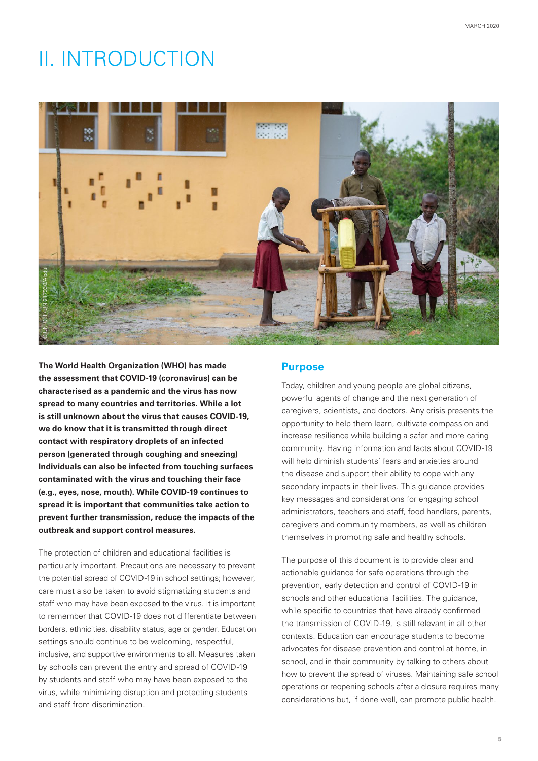# II. INTRODUCTION

**The World Health Organization (WHO) has made the assessment that COVID-19 (coronavirus) can be characterised as a pandemic and the virus has now spread to many countries and territories. While a lot is still unknown about the virus that causes COVID-19, we do know that it is transmitted through direct contact with respiratory droplets of an infected person (generated through coughing and sneezing) Individuals can also be infected from touching surfaces contaminated with the virus and touching their face (e.g., eyes, nose, mouth). While COVID-19 continues to spread it is important that communities take action to prevent further transmission, reduce the impacts of the outbreak and support control measures.**

The protection of children and educational facilities is particularly important. Precautions are necessary to prevent the potential spread of COVID-19 in school settings; however, care must also be taken to avoid stigmatizing students and staff who may have been exposed to the virus. It is important to remember that COVID-19 does not differentiate between borders, ethnicities, disability status, age or gender. Education settings should continue to be welcoming, respectful, inclusive, and supportive environments to all. Measures taken by schools can prevent the entry and spread of COVID-19 by students and staff who may have been exposed to the virus, while minimizing disruption and protecting students and staff from discrimination.

## Purpose

Today, children and young people are global citizens, powerful agents of change and the next generation of caregivers, scientists, and doctors. Any crisis presents the opportunity to help them learn, cultivate compassion and increase resilience while building a safer and more caring community. Having information and facts about COVID-19 will help diminish students' fears and anxieties around the disease and support their ability to cope with any secondary impacts in their lives. This guidance provides key messages and considerations for engaging school administrators, teachers and staff, food handlers, parents, caregivers and community members, as well as children themselves in promoting safe and healthy schools.

The purpose of this document is to provide clear and actionable guidance for safe operations through the prevention, early detection and control of COVID-19 in schools and other educational facilities. The guidance, while specific to countries that have already confirmed the transmission of COVID-19, is still relevant in all other contexts. Education can encourage students to become advocates for disease prevention and control at home, in school, and in their community by talking to others about how to prevent the spread of viruses. Maintaining safe school operations or reopening schools after a closure requires many considerations but, if done well, can promote public health.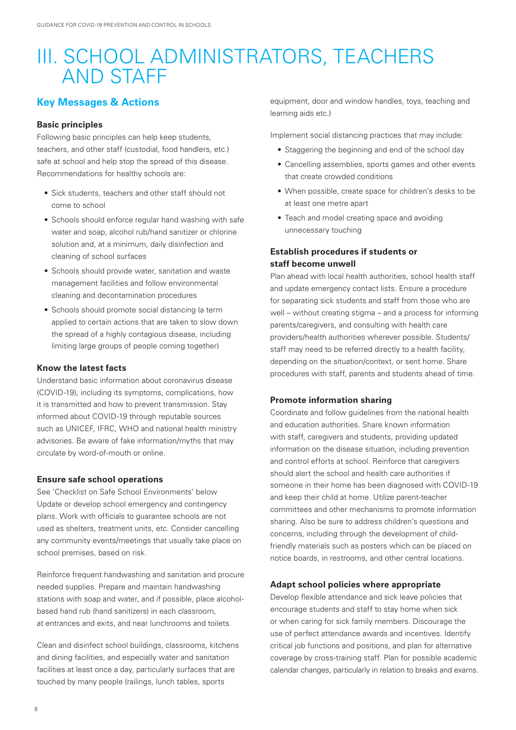# III. SCHOOL ADMINISTRATORS, TEACHERS AND STAFF

## Key Messages & Actions

### Basic principles

Following basic principles can help keep students, teachers, and other staff (custodial, food handlers, etc.) safe at school and help stop the spread of this disease. Recommendations for healthy schools are:

- Sick students, teachers and other staff should not come to school
- Schools should enforce regular hand washing with safe water and soap, alcohol rub/hand sanitizer or chlorine solution and, at a minimum, daily disinfection and cleaning of school surfaces
- Schools should provide water, sanitation and waste management facilities and follow environmental cleaning and decontamination procedures
- Schools should promote social distancing (a term applied to certain actions that are taken to slow down the spread of a highly contagious disease, including limiting large groups of people coming together)

### Know the latest facts

Understand basic information about coronavirus disease (COVID-19), including its symptoms, complications, how it is transmitted and how to prevent transmission. Stay informed about COVID-19 through reputable sources such as UNICEF, IFRC, WHO and national health ministry advisories. Be aware of fake information/myths that may circulate by word-of-mouth or online.

### Ensure safe school operations

See 'Checklist on Safe School Environments' below Update or develop school emergency and contingency plans. Work with officials to guarantee schools are not used as shelters, treatment units, etc. Consider cancelling any community events/meetings that usually take place on school premises, based on risk.

Reinforce frequent handwashing and sanitation and procure needed supplies. Prepare and maintain handwashing stations with soap and water, and if possible, place alcohol-based hand rub (hand sanitizers) in each classroom, at entrances and exits, and near lunchrooms and toilets.

Clean and disinfect school buildings, classrooms, kitchens and dining facilities, and especially water and sanitation facilities at least once a day, particularly surfaces that are touched by many people (railings, lunch tables, sports equipment, door and window handles, toys, teaching and learning aids etc.)

Implement social distancing practices that may include:

- Staggering the beginning and end of the school day
- Cancelling assemblies, sports games and other events that create crowded conditions
- When possible, create space for children's desks to be at least one metre apart
- Teach and model creating space and avoiding unnecessary touching

### Establish procedures if students or staff become unwell

Plan ahead with local health authorities, school health staff and update emergency contact lists. Ensure a procedure for separating sick students and staff from those who are well – without creating stigma – and a process for informing parents/caregivers, and consulting with health care providers/health authorities wherever possible. Students/staff may need to be referred directly to a health facility, depending on the situation/context, or sent home. Share procedures with staff, parents and students ahead of time.

### Promote information sharing

Coordinate and follow guidelines from the national health and education authorities. Share known information with staff, caregivers and students, providing updated information on the disease situation, including prevention and control efforts at school. Reinforce that caregivers should alert the school and health care authorities if someone in their home has been diagnosed with COVID-19 and keep their child at home. Utilize parent-teacher committees and other mechanisms to promote information sharing. Also be sure to address children's questions and concerns, including through the development of child-friendly materials such as posters which can be placed on notice boards, in restrooms, and other central locations.

### Adapt school policies where appropriate

Develop flexible attendance and sick leave policies that encourage students and staff to stay home when sick or when caring for sick family members. Discourage the use of perfect attendance awards and incentives. Identify critical job functions and positions, and plan for alternative coverage by cross-training staff. Plan for possible academic calendar changes, particularly in relation to breaks and exams.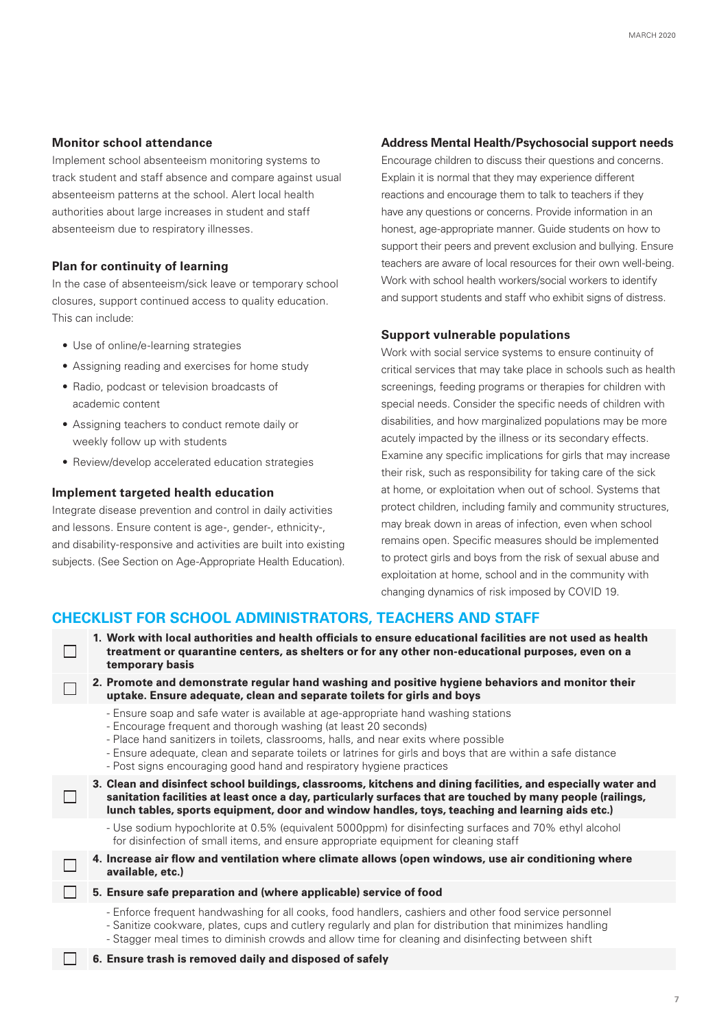### Monitor school attendance

Implement school absenteeism monitoring systems to track student and staff absence and compare against usual absenteeism patterns at the school. Alert local health authorities about large increases in student and staff absenteeism due to respiratory illnesses.

### Plan for continuity of learning

In the case of absenteeism/sick leave or temporary school closures, support continued access to quality education. This can include:

- Use of online/e-learning strategies
- Assigning reading and exercises for home study
- Radio, podcast or television broadcasts of academic content
- Assigning teachers to conduct remote daily or weekly follow up with students
- Review/develop accelerated education strategies

### Implement targeted health education

Integrate disease prevention and control in daily activities and lessons. Ensure content is age-, gender-, ethnicity-, and disability-responsive and activities are built into existing subjects. (See Section on Age-Appropriate Health Education).

### Address Mental Health/Psychosocial support needs

Encourage children to discuss their questions and concerns. Explain it is normal that they may experience different reactions and encourage them to talk to teachers if they have any questions or concerns. Provide information in an honest, age-appropriate manner. Guide students on how to support their peers and prevent exclusion and bullying. Ensure teachers are aware of local resources for their own well-being. Work with school health workers/social workers to identify and support students and staff who exhibit signs of distress.

### Support vulnerable populations

Work with social service systems to ensure continuity of critical services that may take place in schools such as health screenings, feeding programs or therapies for children with special needs. Consider the specific needs of children with disabilities, and how marginalized populations may be more acutely impacted by the illness or its secondary effects. Examine any specific implications for girls that may increase their risk, such as responsibility for taking care of the sick at home, or exploitation when out of school. Systems that protect children, including family and community structures, may break down in areas of infection, even when school remains open. Specific measures should be implemented to protect girls and boys from the risk of sexual abuse and exploitation at home, school and in the community with changing dynamics of risk imposed by COVID 19.

## CHECKLIST FOR SCHOOL ADMINISTRATORS, TEACHERS AND STAFF

- [ ] **1. Work with local authorities and health officials to ensure educational facilities are not used as health treatment or quarantine centers, as shelters or for any other non-educational purposes, even on a temporary basis**
- [ ] **2. Promote and demonstrate regular hand washing and positive hygiene behaviors and monitor their uptake. Ensure adequate, clean and separate toilets for girls and boys**
  - Ensure soap and safe water is available at age-appropriate hand washing stations
  - Encourage frequent and thorough washing (at least 20 seconds)
  - Place hand sanitizers in toilets, classrooms, halls, and near exits where possible
  - Ensure adequate, clean and separate toilets or latrines for girls and boys that are within a safe distance
  - Post signs encouraging good hand and respiratory hygiene practices
- [ ] **3. Clean and disinfect school buildings, classrooms, kitchens and dining facilities, and especially water and sanitation facilities at least once a day, particularly surfaces that are touched by many people (railings, lunch tables, sports equipment, door and window handles, toys, teaching and learning aids etc.)**
  - Use sodium hypochlorite at 0.5% (equivalent 5000ppm) for disinfecting surfaces and 70% ethyl alcohol for disinfection of small items, and ensure appropriate equipment for cleaning staff
- [ ] **4. Increase air flow and ventilation where climate allows (open windows, use air conditioning where available, etc.)**
- [ ] **5. Ensure safe preparation and (where applicable) service of food**
  - Enforce frequent handwashing for all cooks, food handlers, cashiers and other food service personnel
  - Sanitize cookware, plates, cups and cutlery regularly and plan for distribution that minimizes handling
  - Stagger meal times to diminish crowds and allow time for cleaning and disinfecting between shift
- [ ] **6. Ensure trash is removed daily and disposed of safely**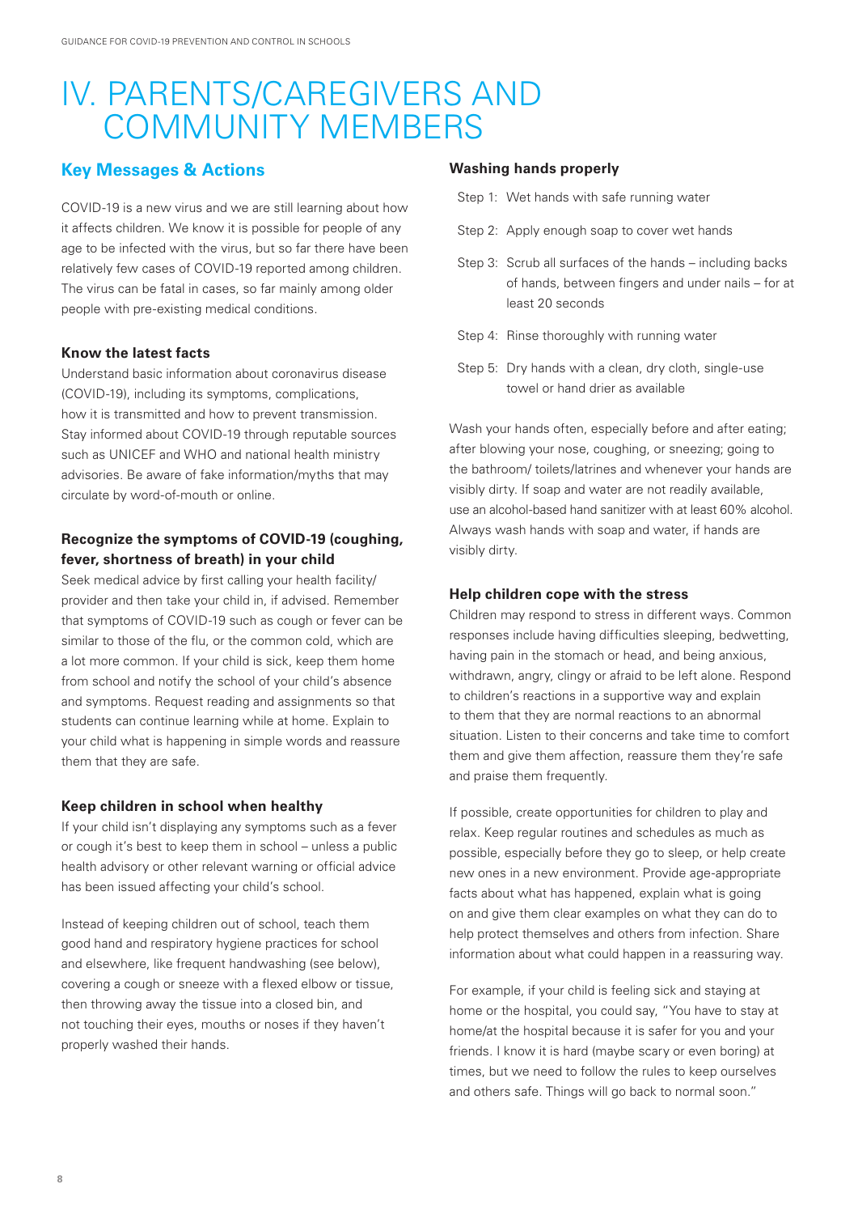# IV. PARENTS/CAREGIVERS AND COMMUNITY MEMBERS

## Key Messages & Actions

COVID-19 is a new virus and we are still learning about how it affects children. We know it is possible for people of any age to be infected with the virus, but so far there have been relatively few cases of COVID-19 reported among children. The virus can be fatal in cases, so far mainly among older people with pre-existing medical conditions.

### Know the latest facts

Understand basic information about coronavirus disease (COVID-19), including its symptoms, complications, how it is transmitted and how to prevent transmission. Stay informed about COVID-19 through reputable sources such as UNICEF and WHO and national health ministry advisories. Be aware of fake information/myths that may circulate by word-of-mouth or online.

### Recognize the symptoms of COVID-19 (coughing, fever, shortness of breath) in your child

Seek medical advice by first calling your health facility/ provider and then take your child in, if advised. Remember that symptoms of COVID-19 such as cough or fever can be similar to those of the flu, or the common cold, which are a lot more common. If your child is sick, keep them home from school and notify the school of your child's absence and symptoms. Request reading and assignments so that students can continue learning while at home. Explain to your child what is happening in simple words and reassure them that they are safe.

### Keep children in school when healthy

If your child isn't displaying any symptoms such as a fever or cough it's best to keep them in school – unless a public health advisory or other relevant warning or official advice has been issued affecting your child's school.

Instead of keeping children out of school, teach them good hand and respiratory hygiene practices for school and elsewhere, like frequent handwashing (see below), covering a cough or sneeze with a flexed elbow or tissue, then throwing away the tissue into a closed bin, and not touching their eyes, mouths or noses if they haven't properly washed their hands.

### Washing hands properly

Step 1: Wet hands with safe running water

Step 2: Apply enough soap to cover wet hands

Step 3: Scrub all surfaces of the hands – including backs of hands, between fingers and under nails – for at least 20 seconds

Step 4: Rinse thoroughly with running water

Step 5: Dry hands with a clean, dry cloth, single-use towel or hand drier as available

Wash your hands often, especially before and after eating; after blowing your nose, coughing, or sneezing; going to the bathroom/ toilets/latrines and whenever your hands are visibly dirty. If soap and water are not readily available, use an alcohol-based hand sanitizer with at least 60% alcohol. Always wash hands with soap and water, if hands are visibly dirty.

### Help children cope with the stress

Children may respond to stress in different ways. Common responses include having difficulties sleeping, bedwetting, having pain in the stomach or head, and being anxious, withdrawn, angry, clingy or afraid to be left alone. Respond to children's reactions in a supportive way and explain to them that they are normal reactions to an abnormal situation. Listen to their concerns and take time to comfort them and give them affection, reassure them they're safe and praise them frequently.

If possible, create opportunities for children to play and relax. Keep regular routines and schedules as much as possible, especially before they go to sleep, or help create new ones in a new environment. Provide age-appropriate facts about what has happened, explain what is going on and give them clear examples on what they can do to help protect themselves and others from infection. Share information about what could happen in a reassuring way.

For example, if your child is feeling sick and staying at home or the hospital, you could say, "You have to stay at home/at the hospital because it is safer for you and your friends. I know it is hard (maybe scary or even boring) at times, but we need to follow the rules to keep ourselves and others safe. Things will go back to normal soon."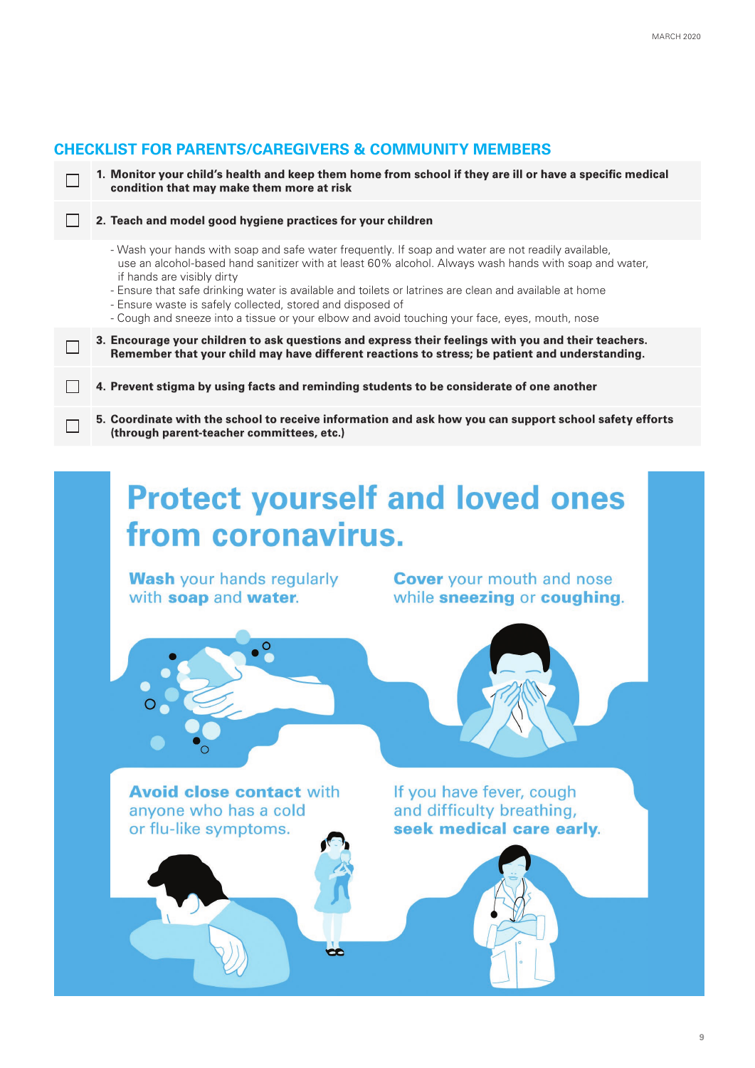## CHECKLIST FOR PARENTS/CAREGIVERS & COMMUNITY MEMBERS

- [ ] **1. Monitor your child's health and keep them home from school if they are ill or have a specific medical condition that may make them more at risk**
- [ ] **2. Teach and model good hygiene practices for your children**
  - Wash your hands with soap and safe water frequently. If soap and water are not readily available, use an alcohol-based hand sanitizer with at least 60% alcohol. Always wash hands with soap and water, if hands are visibly dirty
  - Ensure that safe drinking water is available and toilets or latrines are clean and available at home
  - Ensure waste is safely collected, stored and disposed of
  - Cough and sneeze into a tissue or your elbow and avoid touching your face, eyes, mouth, nose
- [ ] **3. Encourage your children to ask questions and express their feelings with you and their teachers. Remember that your child may have different reactions to stress; be patient and understanding.**
- [ ] **4. Prevent stigma by using facts and reminding students to be considerate of one another**
- [ ] **5. Coordinate with the school to receive information and ask how you can support school safety efforts (through parent-teacher committees, etc.)**

# Protect yourself and loved ones from coronavirus.

**Wash** your hands regularly with **soap** and **water**.

**Cover** your mouth and nose while **sneezing** or **coughing**.

**Avoid close contact** with anyone who has a cold or flu-like symptoms.

If you have fever, cough and difficulty breathing, **seek medical care early**.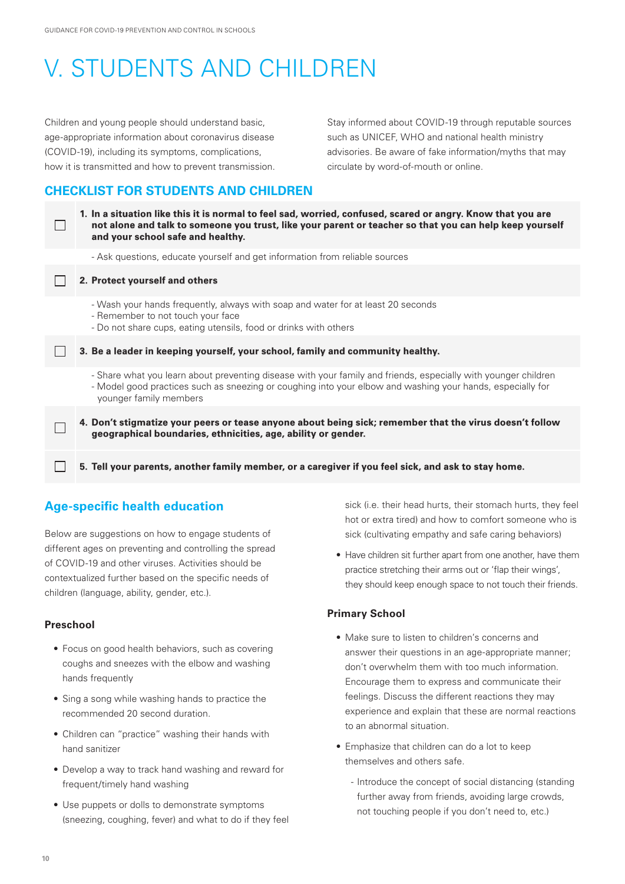# V. STUDENTS AND CHILDREN

Children and young people should understand basic, age-appropriate information about coronavirus disease (COVID-19), including its symptoms, complications, how it is transmitted and how to prevent transmission.

Stay informed about COVID-19 through reputable sources such as UNICEF, WHO and national health ministry advisories. Be aware of fake information/myths that may circulate by word-of-mouth or online.

## CHECKLIST FOR STUDENTS AND CHILDREN

- [ ] **1. In a situation like this it is normal to feel sad, worried, confused, scared or angry. Know that you are not alone and talk to someone you trust, like your parent or teacher so that you can help keep yourself and your school safe and healthy.**
  - Ask questions, educate yourself and get information from reliable sources
- [ ] **2. Protect yourself and others**
  - Wash your hands frequently, always with soap and water for at least 20 seconds
  - Remember to not touch your face
  - Do not share cups, eating utensils, food or drinks with others
- [ ] **3. Be a leader in keeping yourself, your school, family and community healthy.**
  - Share what you learn about preventing disease with your family and friends, especially with younger children
  - Model good practices such as sneezing or coughing into your elbow and washing your hands, especially for younger family members
- [ ] **4. Don't stigmatize your peers or tease anyone about being sick; remember that the virus doesn't follow geographical boundaries, ethnicities, age, ability or gender.**
- [ ] **5. Tell your parents, another family member, or a caregiver if you feel sick, and ask to stay home.**

## Age-specific health education

Below are suggestions on how to engage students of different ages on preventing and controlling the spread of COVID-19 and other viruses. Activities should be contextualized further based on the specific needs of children (language, ability, gender, etc.).

### Preschool

- Focus on good health behaviors, such as covering coughs and sneezes with the elbow and washing hands frequently
- Sing a song while washing hands to practice the recommended 20 second duration.
- Children can "practice" washing their hands with hand sanitizer
- Develop a way to track hand washing and reward for frequent/timely hand washing
- Use puppets or dolls to demonstrate symptoms (sneezing, coughing, fever) and what to do if they feel sick (i.e. their head hurts, their stomach hurts, they feel hot or extra tired) and how to comfort someone who is sick (cultivating empathy and safe caring behaviors)
- Have children sit further apart from one another, have them practice stretching their arms out or 'flap their wings', they should keep enough space to not touch their friends.

### Primary School

- Make sure to listen to children's concerns and answer their questions in an age-appropriate manner; don't overwhelm them with too much information. Encourage them to express and communicate their feelings. Discuss the different reactions they may experience and explain that these are normal reactions to an abnormal situation.
- Emphasize that children can do a lot to keep themselves and others safe.
  - Introduce the concept of social distancing (standing further away from friends, avoiding large crowds, not touching people if you don't need to, etc.)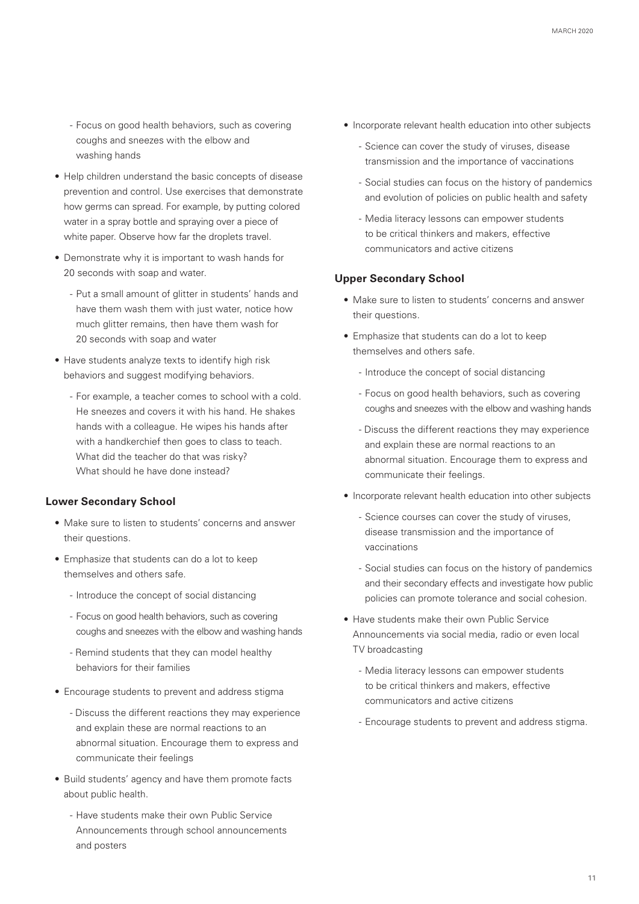- Focus on good health behaviors, such as covering coughs and sneezes with the elbow and washing hands

- Help children understand the basic concepts of disease prevention and control. Use exercises that demonstrate how germs can spread. For example, by putting colored water in a spray bottle and spraying over a piece of white paper. Observe how far the droplets travel.
- Demonstrate why it is important to wash hands for 20 seconds with soap and water.
  - Put a small amount of glitter in students' hands and have them wash them with just water, notice how much glitter remains, then have them wash for 20 seconds with soap and water
- Have students analyze texts to identify high risk behaviors and suggest modifying behaviors.
  - For example, a teacher comes to school with a cold. He sneezes and covers it with his hand. He shakes hands with a colleague. He wipes his hands after with a handkerchief then goes to class to teach. What did the teacher do that was risky? What should he have done instead?

### Lower Secondary School

- Make sure to listen to students' concerns and answer their questions.
- Emphasize that students can do a lot to keep themselves and others safe.
  - Introduce the concept of social distancing
  - Focus on good health behaviors, such as covering coughs and sneezes with the elbow and washing hands
  - Remind students that they can model healthy behaviors for their families
- Encourage students to prevent and address stigma
  - Discuss the different reactions they may experience and explain these are normal reactions to an abnormal situation. Encourage them to express and communicate their feelings
- Build students' agency and have them promote facts about public health.
  - Have students make their own Public Service Announcements through school announcements and posters
- Incorporate relevant health education into other subjects
  - Science can cover the study of viruses, disease transmission and the importance of vaccinations
  - Social studies can focus on the history of pandemics and evolution of policies on public health and safety
  - Media literacy lessons can empower students to be critical thinkers and makers, effective communicators and active citizens

### Upper Secondary School

- Make sure to listen to students' concerns and answer their questions.
- Emphasize that students can do a lot to keep themselves and others safe.
  - Introduce the concept of social distancing
  - Focus on good health behaviors, such as covering coughs and sneezes with the elbow and washing hands
  - Discuss the different reactions they may experience and explain these are normal reactions to an abnormal situation. Encourage them to express and communicate their feelings.
- Incorporate relevant health education into other subjects
  - Science courses can cover the study of viruses, disease transmission and the importance of vaccinations
  - Social studies can focus on the history of pandemics and their secondary effects and investigate how public policies can promote tolerance and social cohesion.
- Have students make their own Public Service Announcements via social media, radio or even local TV broadcasting
  - Media literacy lessons can empower students to be critical thinkers and makers, effective communicators and active citizens
  - Encourage students to prevent and address stigma.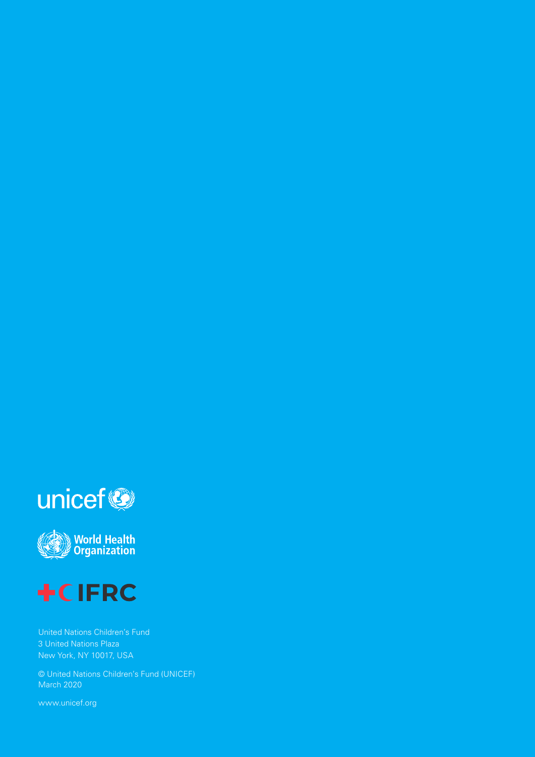unicef

World Health Organization

IFRC

United Nations Children's Fund
3 United Nations Plaza
New York, NY 10017, USA

© United Nations Children's Fund (UNICEF)
March 2020

www.unicef.org